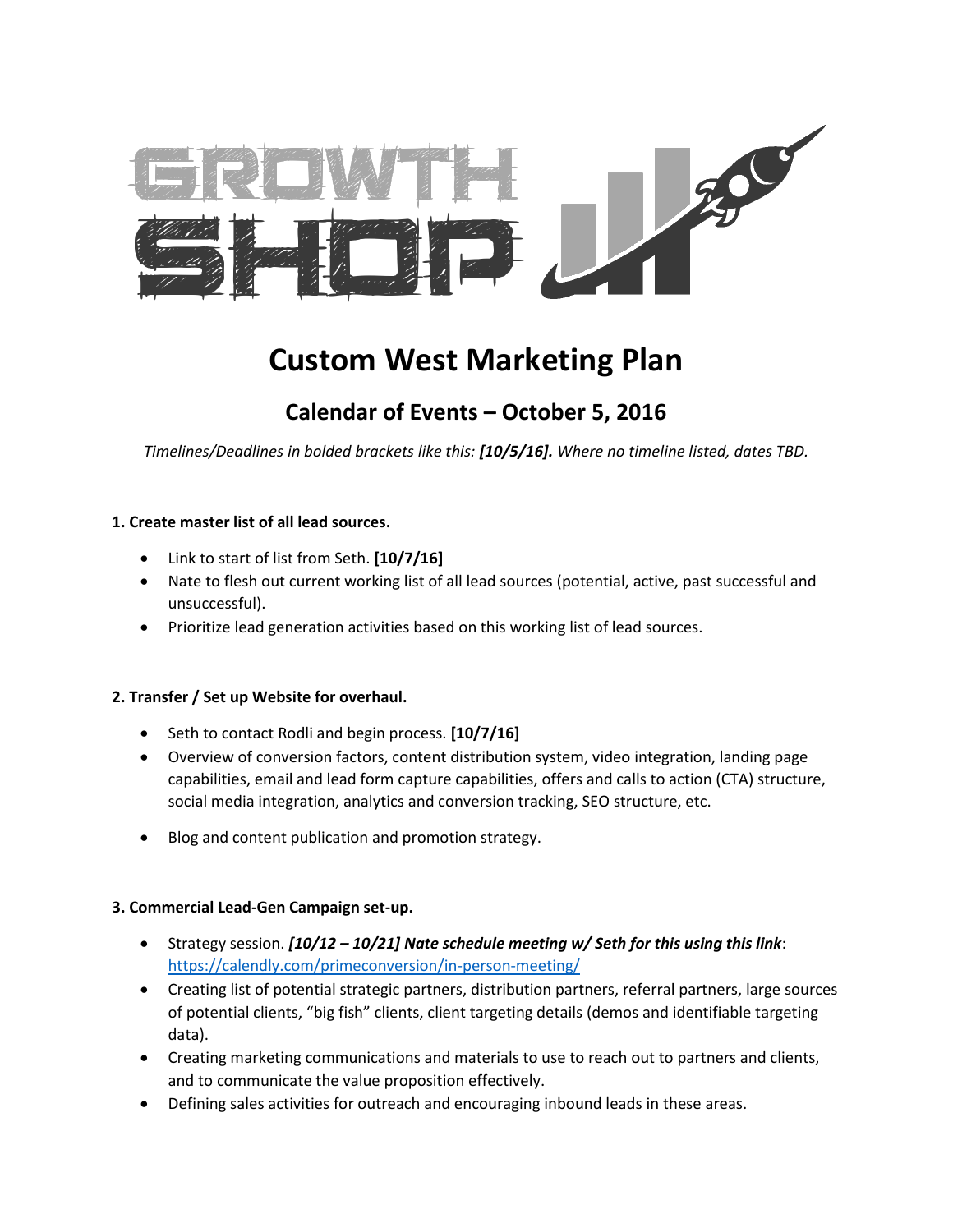# Custom West Marketing Plan

## Calendar of Events – October 5, 2016

*Timelines/Deadlines in bolded brackets like this: **[10/5/16].** Where no timeline listed, dates TBD.*

**1. Create master list of all lead sources.**

- Link to start of list from Seth. **[10/7/16]**
- Nate to flesh out current working list of all lead sources (potential, active, past successful and unsuccessful).
- Prioritize lead generation activities based on this working list of lead sources.

**2. Transfer / Set up Website for overhaul.**

- Seth to contact Rodli and begin process. **[10/7/16]**
- Overview of conversion factors, content distribution system, video integration, landing page capabilities, email and lead form capture capabilities, offers and calls to action (CTA) structure, social media integration, analytics and conversion tracking, SEO structure, etc.
- Blog and content publication and promotion strategy.

**3. Commercial Lead-Gen Campaign set-up.**

- Strategy session. ***[10/12 – 10/21] Nate schedule meeting w/ Seth for this using this link***: https://calendly.com/primeconversion/in-person-meeting/
- Creating list of potential strategic partners, distribution partners, referral partners, large sources of potential clients, "big fish" clients, client targeting details (demos and identifiable targeting data).
- Creating marketing communications and materials to use to reach out to partners and clients, and to communicate the value proposition effectively.
- Defining sales activities for outreach and encouraging inbound leads in these areas.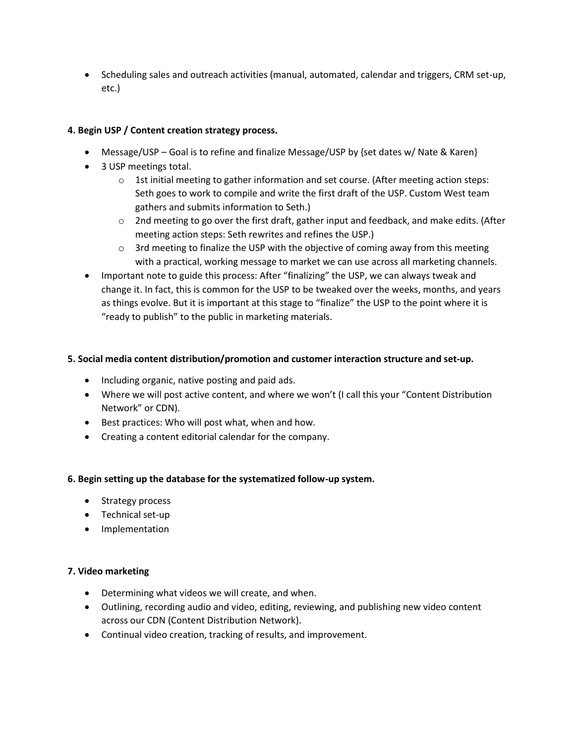- Scheduling sales and outreach activities (manual, automated, calendar and triggers, CRM set-up, etc.)

**4. Begin USP / Content creation strategy process.**

- Message/USP – Goal is to refine and finalize Message/USP by {set dates w/ Nate & Karen}
- 3 USP meetings total.
  - 1st initial meeting to gather information and set course. (After meeting action steps: Seth goes to work to compile and write the first draft of the USP. Custom West team gathers and submits information to Seth.)
  - 2nd meeting to go over the first draft, gather input and feedback, and make edits. (After meeting action steps: Seth rewrites and refines the USP.)
  - 3rd meeting to finalize the USP with the objective of coming away from this meeting with a practical, working message to market we can use across all marketing channels.
- Important note to guide this process: After "finalizing" the USP, we can always tweak and change it. In fact, this is common for the USP to be tweaked over the weeks, months, and years as things evolve. But it is important at this stage to "finalize" the USP to the point where it is "ready to publish" to the public in marketing materials.

**5. Social media content distribution/promotion and customer interaction structure and set-up.**

- Including organic, native posting and paid ads.
- Where we will post active content, and where we won't (I call this your "Content Distribution Network" or CDN).
- Best practices: Who will post what, when and how.
- Creating a content editorial calendar for the company.

**6. Begin setting up the database for the systematized follow-up system.**

- Strategy process
- Technical set-up
- Implementation

**7. Video marketing**

- Determining what videos we will create, and when.
- Outlining, recording audio and video, editing, reviewing, and publishing new video content across our CDN (Content Distribution Network).
- Continual video creation, tracking of results, and improvement.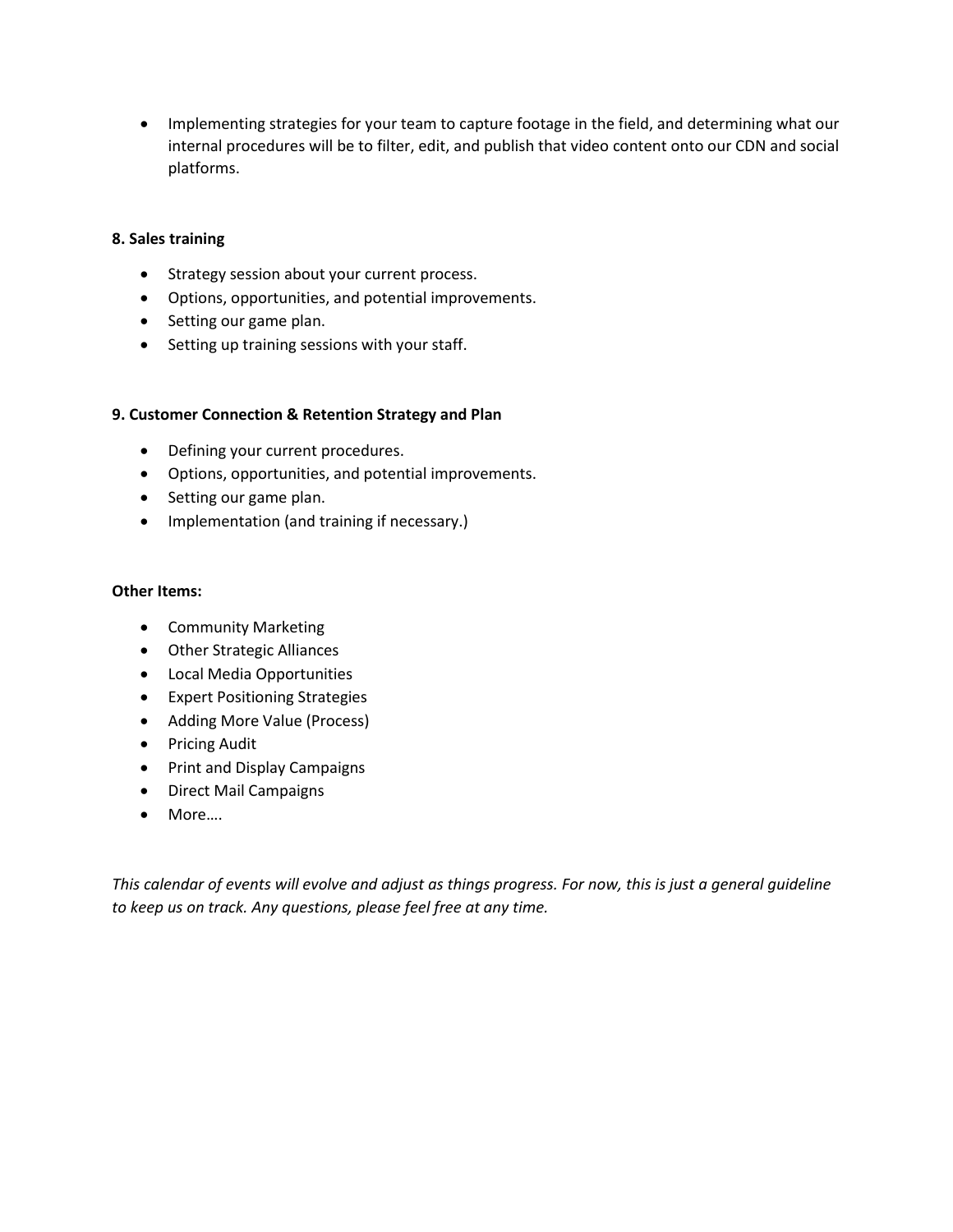- Implementing strategies for your team to capture footage in the field, and determining what our internal procedures will be to filter, edit, and publish that video content onto our CDN and social platforms.

**8. Sales training**

- Strategy session about your current process.
- Options, opportunities, and potential improvements.
- Setting our game plan.
- Setting up training sessions with your staff.

**9. Customer Connection & Retention Strategy and Plan**

- Defining your current procedures.
- Options, opportunities, and potential improvements.
- Setting our game plan.
- Implementation (and training if necessary.)

**Other Items:**

- Community Marketing
- Other Strategic Alliances
- Local Media Opportunities
- Expert Positioning Strategies
- Adding More Value (Process)
- Pricing Audit
- Print and Display Campaigns
- Direct Mail Campaigns
- More….

*This calendar of events will evolve and adjust as things progress. For now, this is just a general guideline to keep us on track. Any questions, please feel free at any time.*